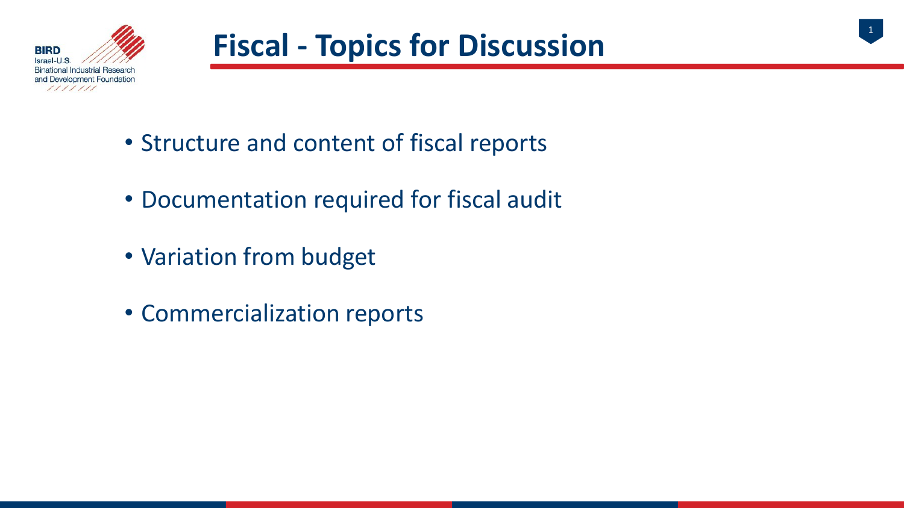# Fiscal - Topics for Discussion

- Structure and content of fiscal reports
- Documentation required for fiscal audit
- Variation from budget
- Commercialization reports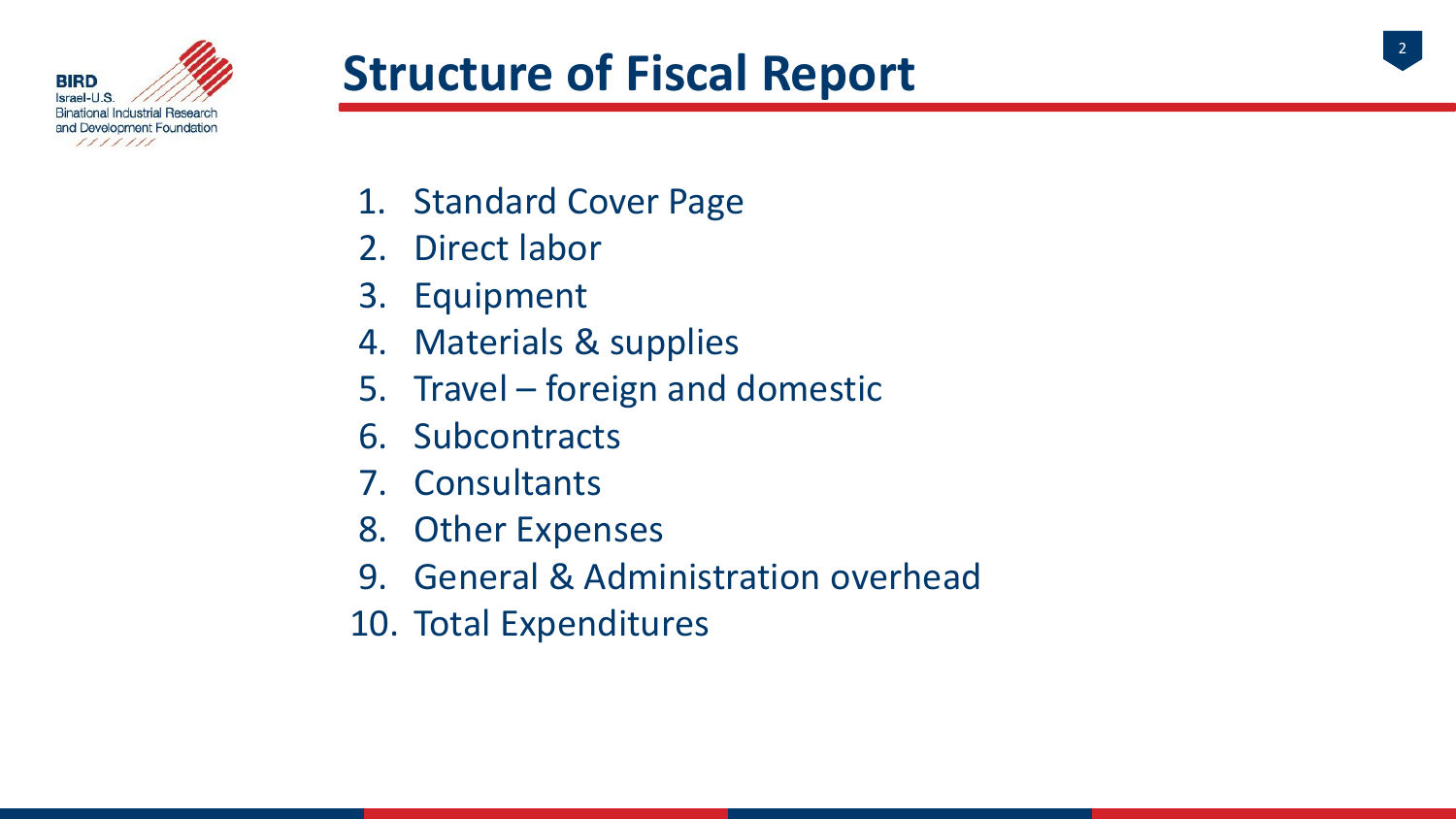# Structure of Fiscal Report

1. Standard Cover Page
2. Direct labor
3. Equipment
4. Materials & supplies
5. Travel – foreign and domestic
6. Subcontracts
7. Consultants
8. Other Expenses
9. General & Administration overhead
10. Total Expenditures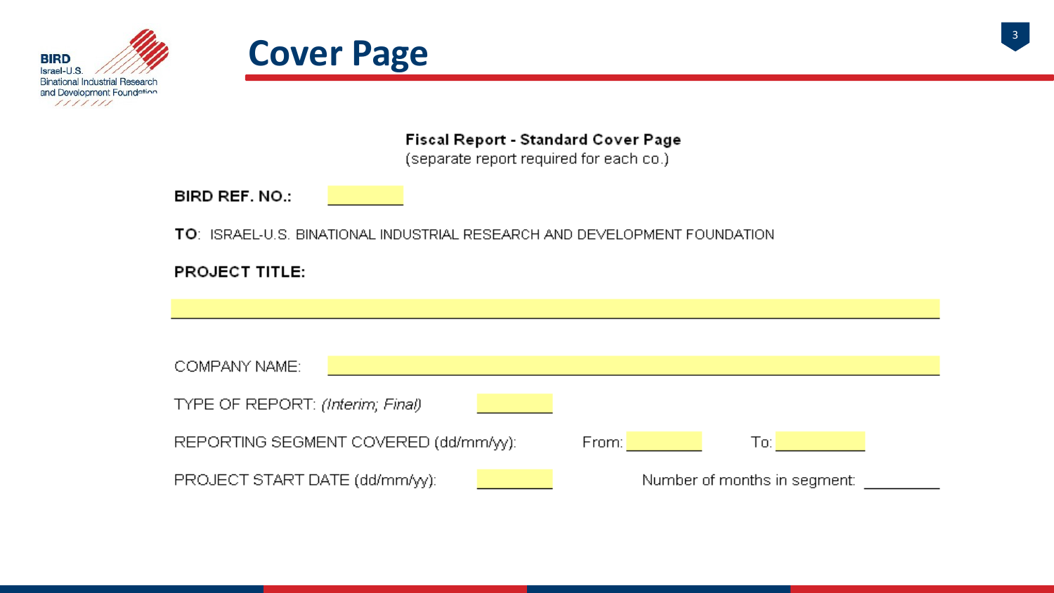# Cover Page

**Fiscal Report - Standard Cover Page**
(separate report required for each co.)

**BIRD REF. NO.:** ________

**TO**: ISRAEL-U.S. BINATIONAL INDUSTRIAL RESEARCH AND DEVELOPMENT FOUNDATION

**PROJECT TITLE:**

________________________________________

COMPANY NAME: ________________________________

TYPE OF REPORT: *(Interim; Final)* ________

REPORTING SEGMENT COVERED (dd/mm/yy): From: ________ To: ________

PROJECT START DATE (dd/mm/yy): ________ Number of months in segment: ________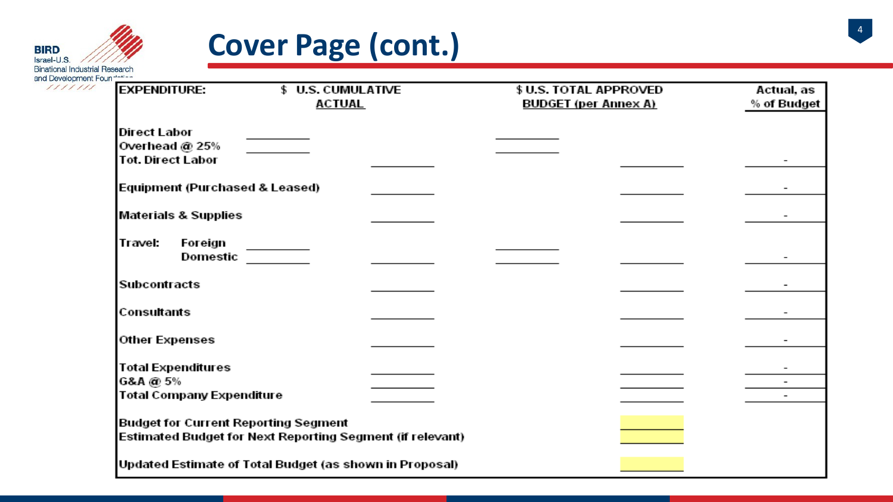# Cover Page (cont.)

| EXPENDITURE: | $ U.S. CUMULATIVE ACTUAL | | $ U.S. TOTAL APPROVED BUDGET (per Annex A) | | Actual, as % of Budget |
|---|---|---|---|---|---|
| Direct Labor | | | | | |
| Overhead @ 25% | | | | | |
| Tot. Direct Labor | | | | | - |
| Equipment (Purchased & Leased) | | | | | - |
| Materials & Supplies | | | | | - |
| Travel: Foreign | | | | | |
| Domestic | | | | | - |
| Subcontracts | | | | | - |
| Consultants | | | | | - |
| Other Expenses | | | | | - |
| Total Expenditures | | | | | - |
| G&A @ 5% | | | | | - |
| Total Company Expenditure | | | | | - |
| Budget for Current Reporting Segment | | | | | |
| Estimated Budget for Next Reporting Segment (if relevant) | | | | | |
| Updated Estimate of Total Budget (as shown in Proposal) | | | | | |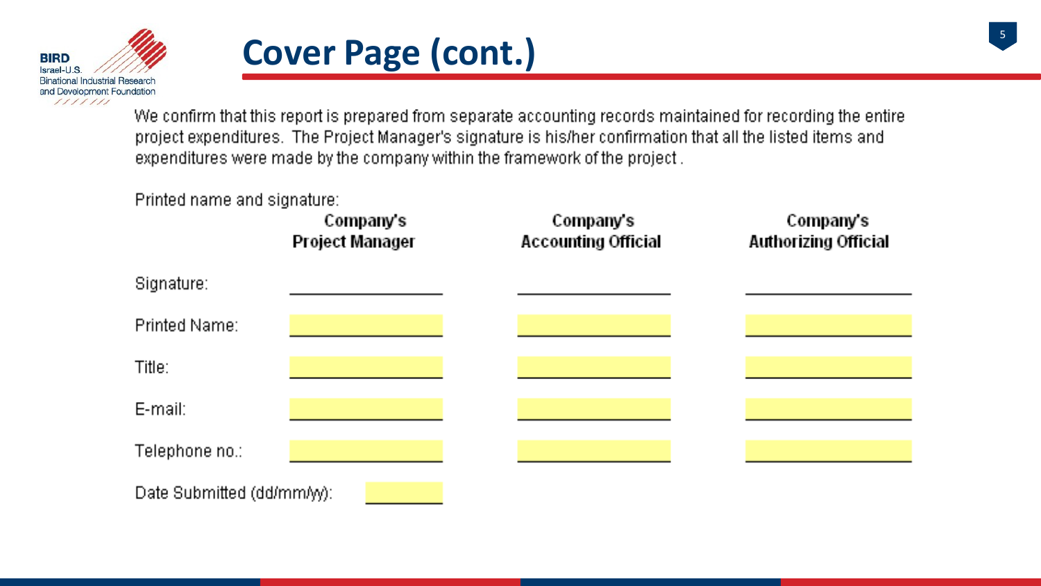# Cover Page (cont.)

We confirm that this report is prepared from separate accounting records maintained for recording the entire project expenditures. The Project Manager's signature is his/her confirmation that all the listed items and expenditures were made by the company within the framework of the project .

Printed name and signature:

| | Company's Project Manager | Company's Accounting Official | Company's Authorizing Official |
|---|---|---|---|
| Signature: | | | |
| Printed Name: | | | |
| Title: | | | |
| E-mail: | | | |
| Telephone no.: | | | |

Date Submitted (dd/mm/yy):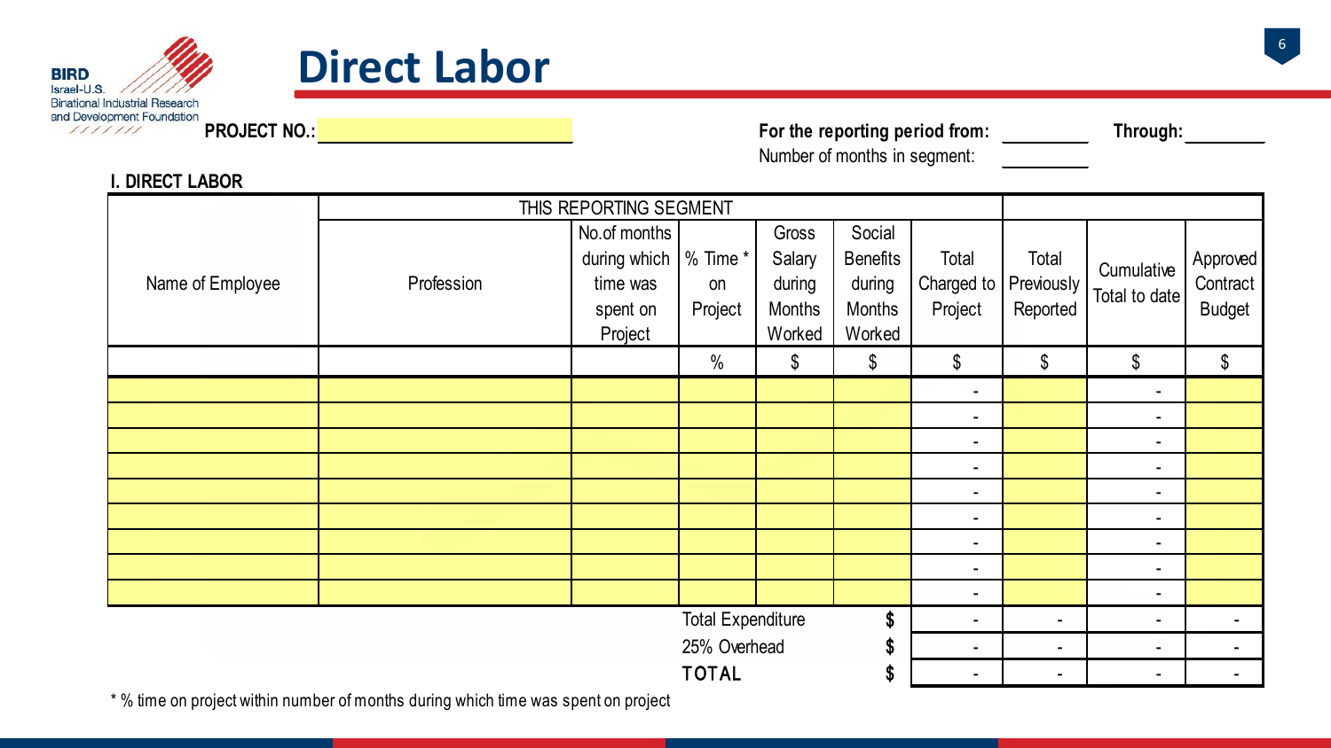BIRD Israel-U.S. Binational Industrial Research and Development Foundation

# Direct Labor

**PROJECT NO.:** ____________________

**For the reporting period from:** ________ **Through:** ________

Number of months in segment: ________

**I. DIRECT LABOR**

| Name of Employee | THIS REPORTING SEGMENT | | | | | | | | |
|---|---|---|---|---|---|---|---|---|---|
| | Profession | No.of months during which time was spent on Project | % Time * on Project | Gross Salary during Months Worked | Social Benefits during Months Worked | Total Charged to Project | Total Previously Reported | Cumulative Total to date | Approved Contract Budget |
| | | | % | $ | $ | $ | $ | $ | $ |
| | | | | | | - | | - | |
| | | | | | | - | | - | |
| | | | | | | - | | - | |
| | | | | | | - | | - | |
| | | | | | | - | | - | |
| | | | | | | - | | - | |
| | | | | | | - | | - | |
| | | | | | | - | | - | |
| | | | | | | - | | - | |
| | | | Total Expenditure | | $ | - | - | - | - |
| | | | 25% Overhead | | $ | - | - | - | - |
| | | | **TOTAL** | | $ | - | - | - | - |

\* % time on project within number of months during which time was spent on project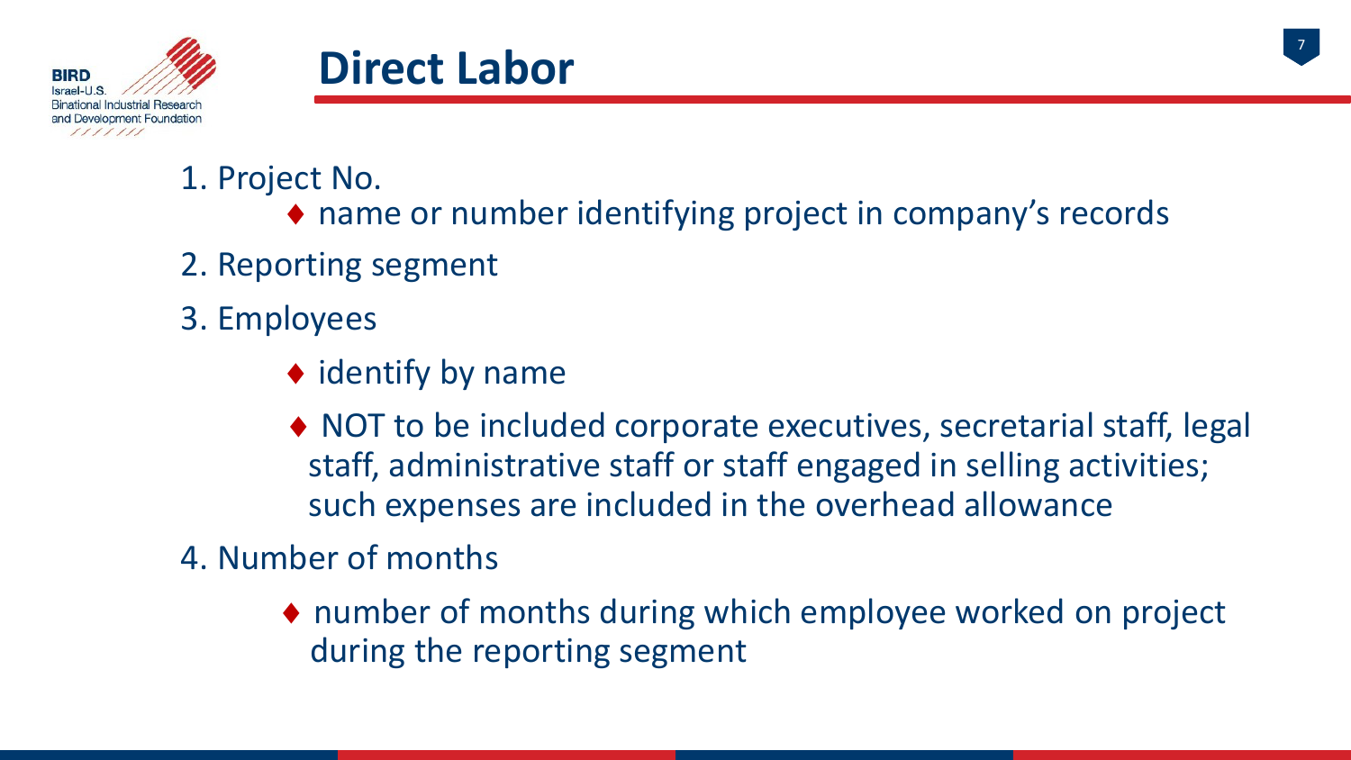# Direct Labor

1. Project No.
   - name or number identifying project in company's records
2. Reporting segment
3. Employees
   - identify by name
   - NOT to be included corporate executives, secretarial staff, legal staff, administrative staff or staff engaged in selling activities; such expenses are included in the overhead allowance
4. Number of months
   - number of months during which employee worked on project during the reporting segment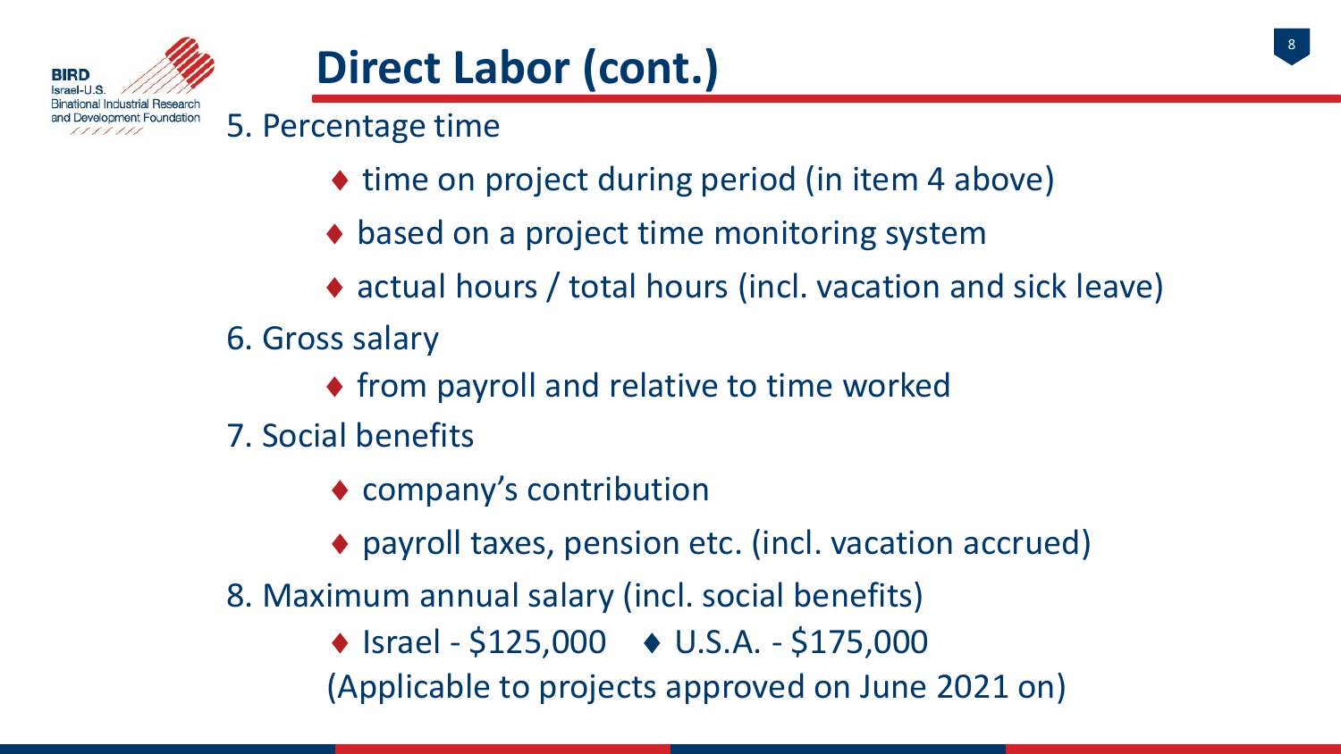# Direct Labor (cont.)

5. Percentage time
   - time on project during period (in item 4 above)
   - based on a project time monitoring system
   - actual hours / total hours (incl. vacation and sick leave)
6. Gross salary
   - from payroll and relative to time worked
7. Social benefits
   - company's contribution
   - payroll taxes, pension etc. (incl. vacation accrued)
8. Maximum annual salary (incl. social benefits)
   - Israel - $125,000 ♦ U.S.A. - $175,000

   (Applicable to projects approved on June 2021 on)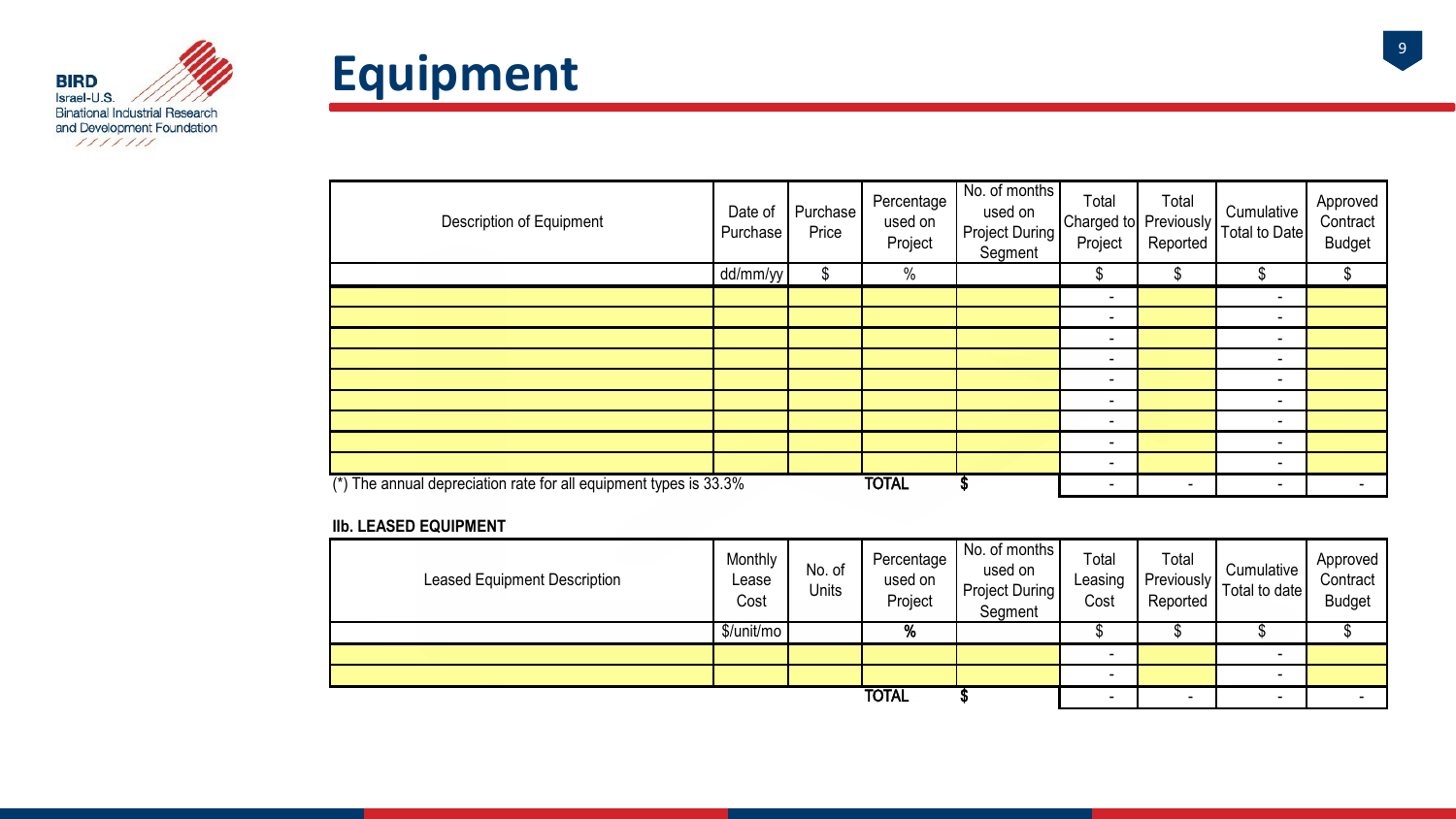# Equipment

| Description of Equipment | Date of Purchase | Purchase Price | Percentage used on Project | No. of months used on Project During Segment | Total Charged to Project | Total Previously Reported | Cumulative Total to Date | Approved Contract Budget |
|---|---|---|---|---|---|---|---|---|
| | dd/mm/yy | $ | % | | $ | $ | $ | $ |
| | | | | | - | | - | |
| | | | | | - | | - | |
| | | | | | - | | - | |
| | | | | | - | | - | |
| | | | | | - | | - | |
| | | | | | - | | - | |
| | | | | | - | | - | |
| | | | | | - | | - | |
| | | | | | - | | - | |
| (*) The annual depreciation rate for all equipment types is 33.3% | | | TOTAL | $ | - | - | - | - |

**IIb. LEASED EQUIPMENT**

| Leased Equipment Description | Monthly Lease Cost | No. of Units | Percentage used on Project | No. of months used on Project During Segment | Total Leasing Cost | Total Previously Reported | Cumulative Total to date | Approved Contract Budget |
|---|---|---|---|---|---|---|---|---|
| | $/unit/mo | | % | | $ | $ | $ | $ |
| | | | | | - | | - | |
| | | | | | - | | - | |
| | | | TOTAL | $ | - | - | - | - |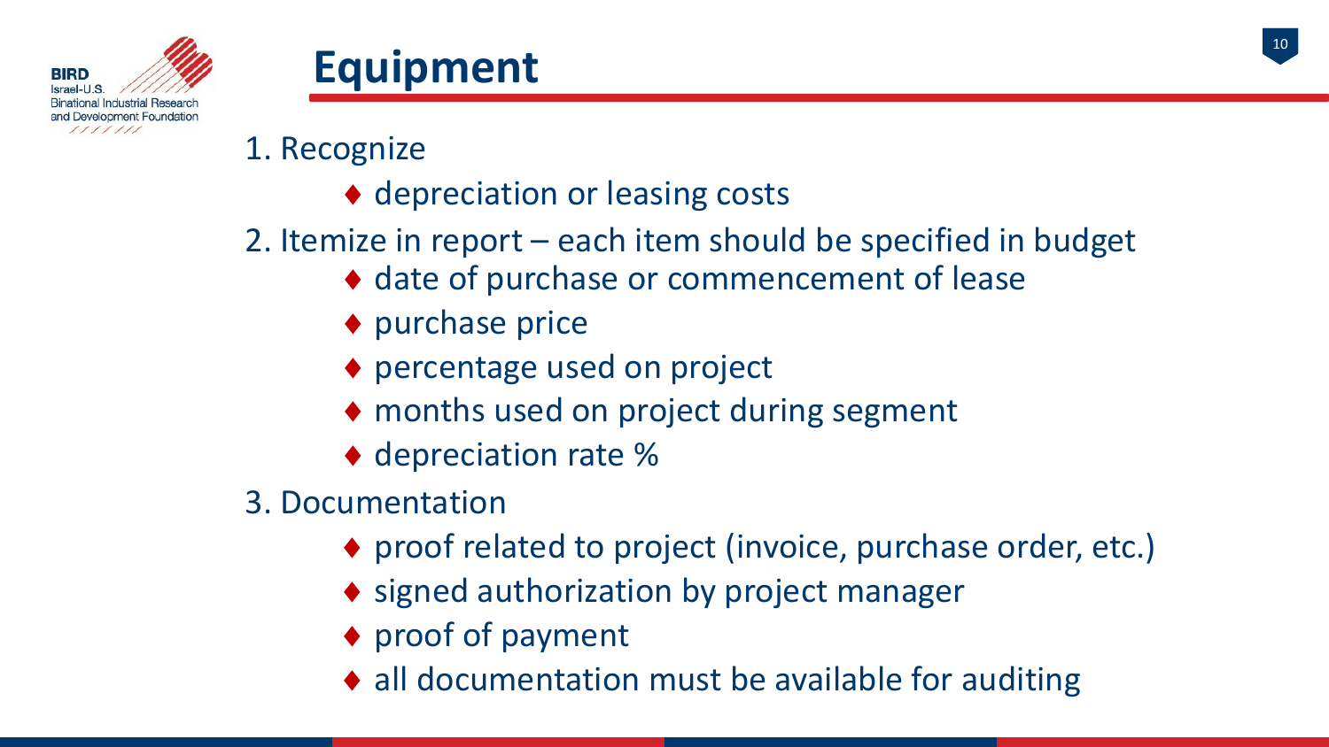# Equipment

1. Recognize
   - ♦ depreciation or leasing costs
2. Itemize in report – each item should be specified in budget
   - ♦ date of purchase or commencement of lease
   - ♦ purchase price
   - ♦ percentage used on project
   - ♦ months used on project during segment
   - ♦ depreciation rate %
3. Documentation
   - ♦ proof related to project (invoice, purchase order, etc.)
   - ♦ signed authorization by project manager
   - ♦ proof of payment
   - ♦ all documentation must be available for auditing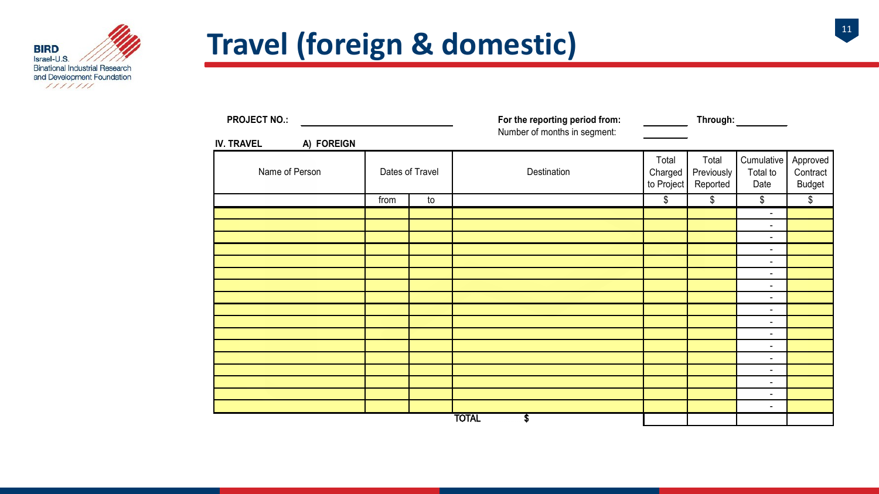# Travel (foreign & domestic)

**PROJECT NO.:** ____________________ **For the reporting period from:** ________ **Through:** ________

Number of months in segment: ________

**IV. TRAVEL** **A) FOREIGN**

| Name of Person | Dates of Travel | | Destination | Total Charged to Project | Total Previously Reported | Cumulative Total to Date | Approved Contract Budget |
|---|---|---|---|---|---|---|---|
| | from | to | | $ | $ | $ | $ |
| | | | | | | - | |
| | | | | | | - | |
| | | | | | | - | |
| | | | | | | - | |
| | | | | | | - | |
| | | | | | | - | |
| | | | | | | - | |
| | | | | | | - | |
| | | | | | | - | |
| | | | | | | - | |
| | | | | | | - | |
| | | | | | | - | |
| | | | | | | - | |
| | | | | | | - | |
| | | | | | | - | |
| | | | | | | - | |
| | | | | | | - | |
| | | | **TOTAL $** | | | | |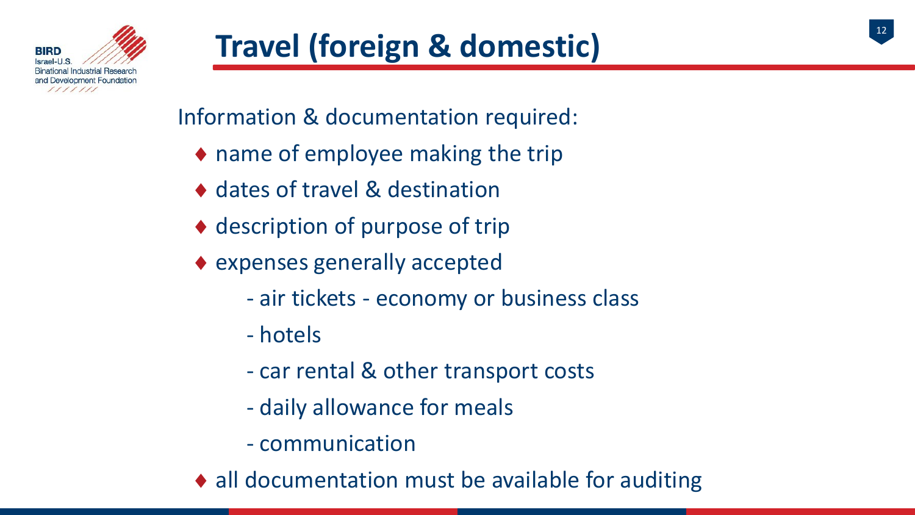# Travel (foreign & domestic)

Information & documentation required:

- name of employee making the trip
- dates of travel & destination
- description of purpose of trip
- expenses generally accepted
  - air tickets - economy or business class
  - hotels
  - car rental & other transport costs
  - daily allowance for meals
  - communication
- all documentation must be available for auditing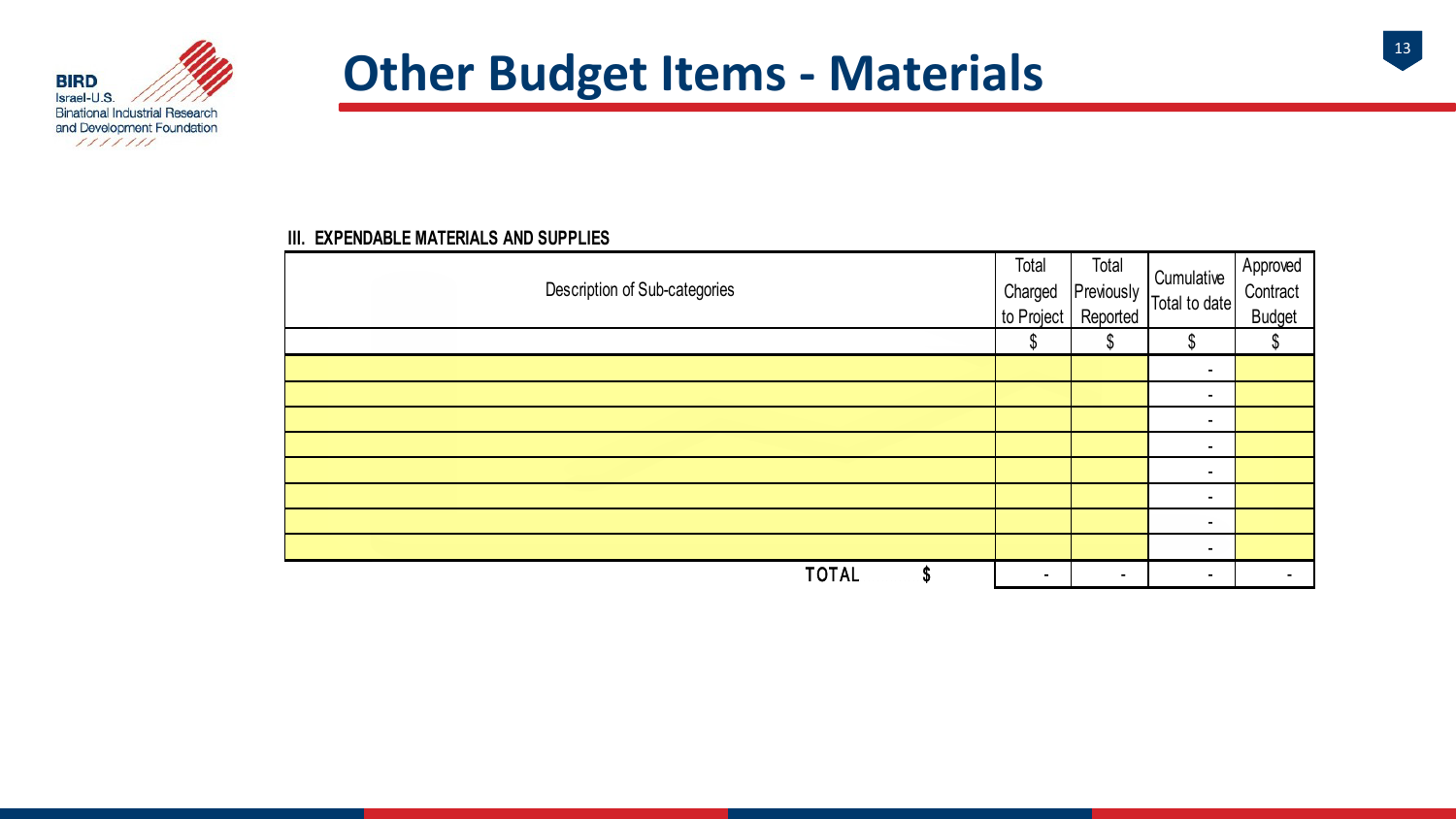# Other Budget Items - Materials

**III. EXPENDABLE MATERIALS AND SUPPLIES**

| Description of Sub-categories | Total Charged to Project | Total Previously Reported | Cumulative Total to date | Approved Contract Budget |
|---|---|---|---|---|
| | $ | $ | $ | $ |
| | | | - | |
| | | | - | |
| | | | - | |
| | | | - | |
| | | | - | |
| | | | - | |
| | | | - | |
| | | | - | |
| TOTAL $ | - | - | - | - |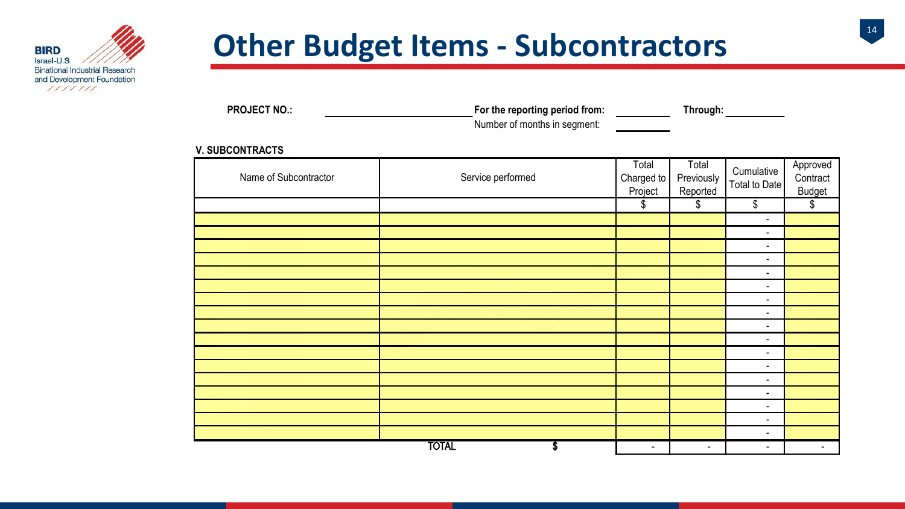# Other Budget Items - Subcontractors

**PROJECT NO.:** ____________ **For the reporting period from:** ________ **Through:** ________

Number of months in segment: ________

**V. SUBCONTRACTS**

| Name of Subcontractor | Service performed | Total Charged to Project | Total Previously Reported | Cumulative Total to Date | Approved Contract Budget |
|---|---|---|---|---|---|
| | | $ | $ | $ | $ |
| | | | | - | |
| | | | | - | |
| | | | | - | |
| | | | | - | |
| | | | | - | |
| | | | | - | |
| | | | | - | |
| | | | | - | |
| | | | | - | |
| | | | | - | |
| | | | | - | |
| | | | | - | |
| | | | | - | |
| | | | | - | |
| | | | | - | |
| | | | | - | |
| | | | | - | |
| | TOTAL $ | - | - | - | - |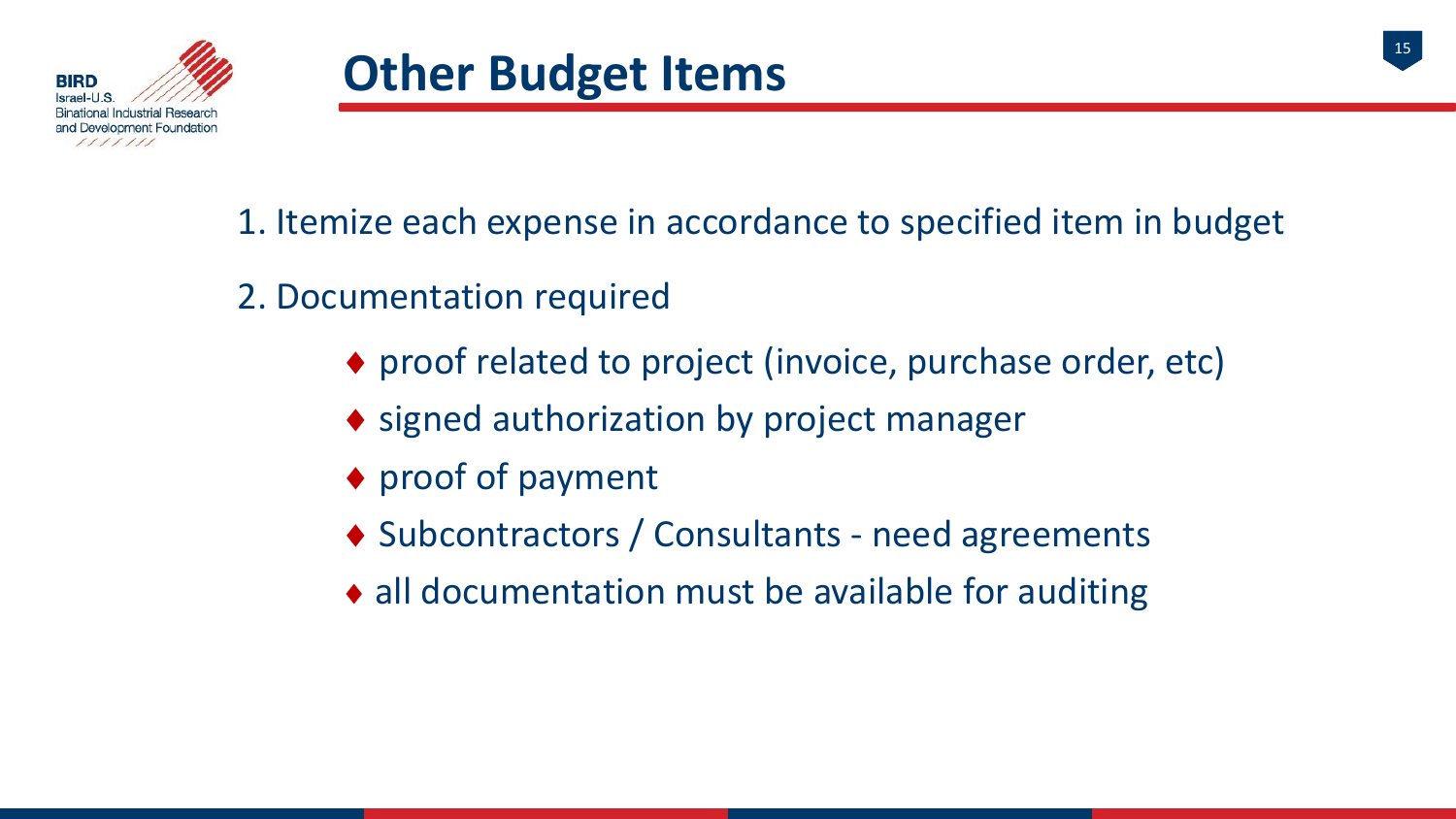# Other Budget Items

1. Itemize each expense in accordance to specified item in budget
2. Documentation required
   - ♦ proof related to project (invoice, purchase order, etc)
   - ♦ signed authorization by project manager
   - ♦ proof of payment
   - ♦ Subcontractors / Consultants - need agreements
   - ♦ all documentation must be available for auditing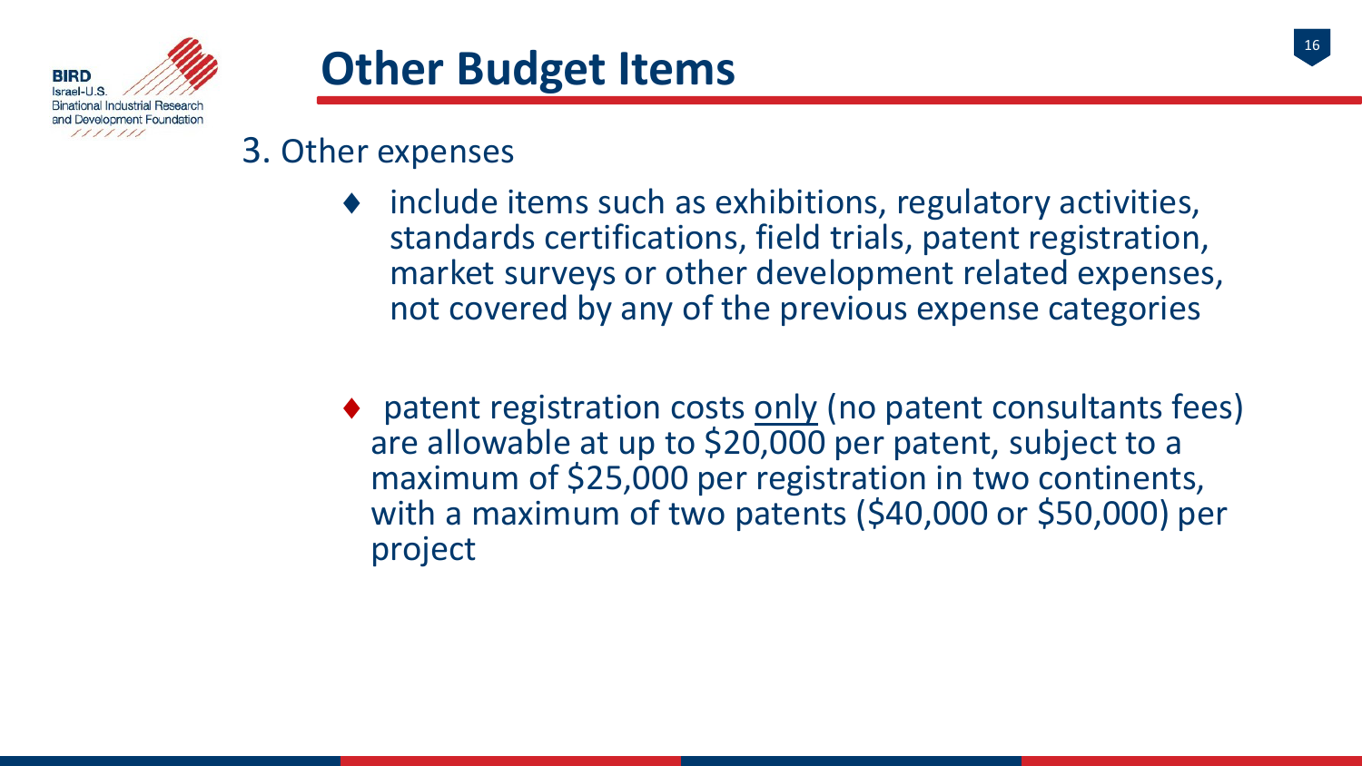# Other Budget Items

3. Other expenses

- include items such as exhibitions, regulatory activities, standards certifications, field trials, patent registration, market surveys or other development related expenses, not covered by any of the previous expense categories

- patent registration costs only (no patent consultants fees) are allowable at up to $20,000 per patent, subject to a maximum of $25,000 per registration in two continents, with a maximum of two patents ($40,000 or $50,000) per project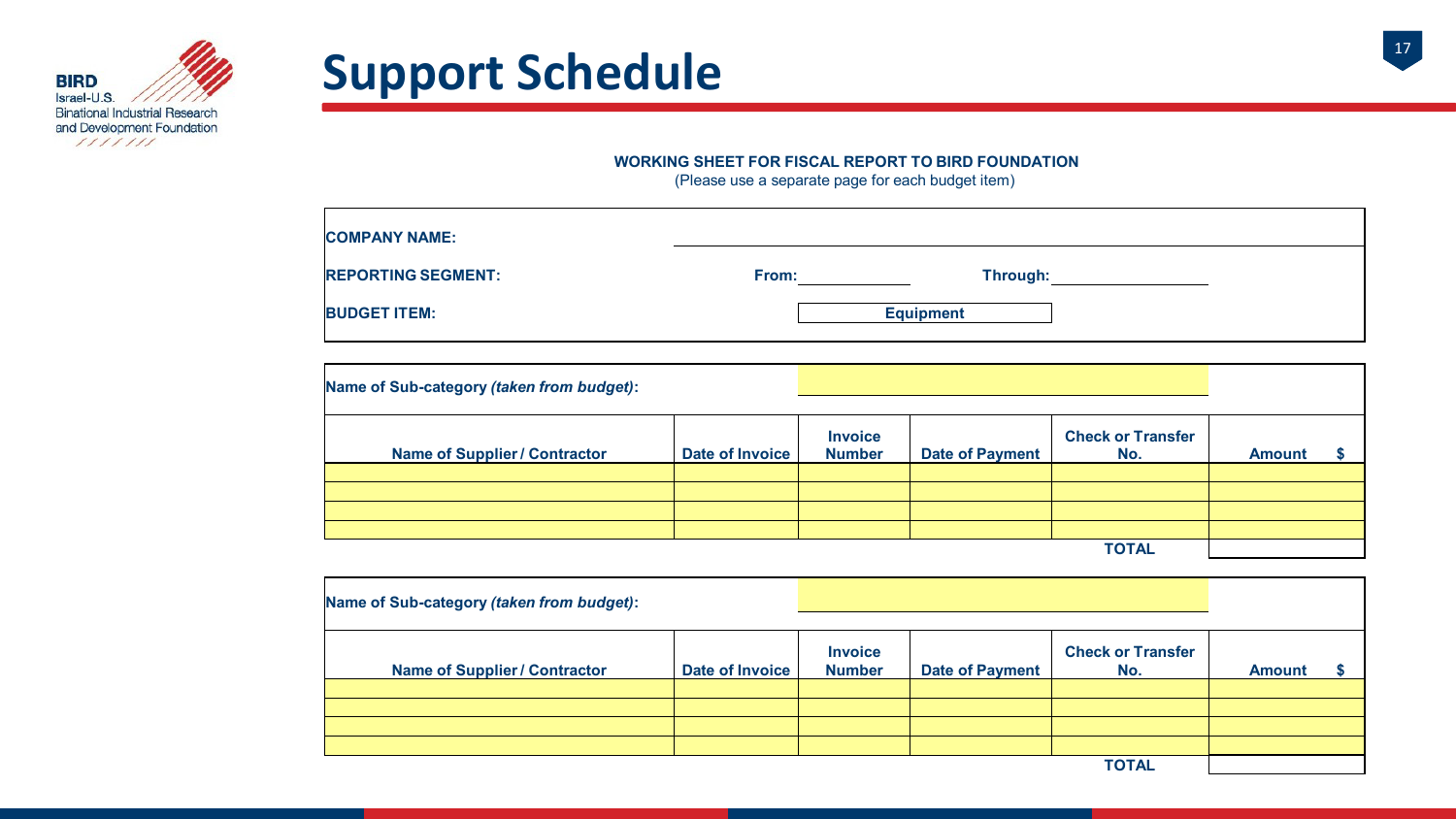# Support Schedule

**WORKING SHEET FOR FISCAL REPORT TO BIRD FOUNDATION**
(Please use a separate page for each budget item)

| | | | |
|---|---|---|---|
| **COMPANY NAME:** | | | |
| **REPORTING SEGMENT:** | **From:** | **Through:** | |
| **BUDGET ITEM:** | **Equipment** | | |

**Name of Sub-category *(taken from budget)*:**

| Name of Supplier / Contractor | Date of Invoice | Invoice Number | Date of Payment | Check or Transfer No. | Amount $ |
|---|---|---|---|---|---|
| | | | | | |
| | | | | | |
| | | | | | |
| | | | | | |
| | | | | **TOTAL** | |

**Name of Sub-category *(taken from budget)*:**

| Name of Supplier / Contractor | Date of Invoice | Invoice Number | Date of Payment | Check or Transfer No. | Amount $ |
|---|---|---|---|---|---|
| | | | | | |
| | | | | | |
| | | | | | |
| | | | | | |
| | | | | **TOTAL** | |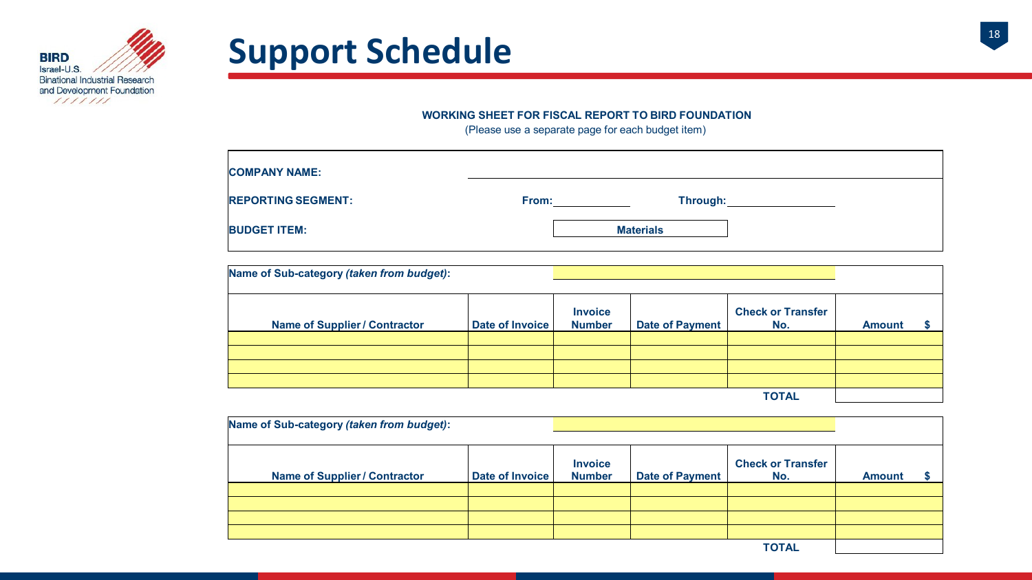# Support Schedule

**WORKING SHEET FOR FISCAL REPORT TO BIRD FOUNDATION**

(Please use a separate page for each budget item)

**COMPANY NAME:** ______________________

**REPORTING SEGMENT:** **From:** __________ **Through:** __________

**BUDGET ITEM:** **Materials**

**Name of Sub-category *(taken from budget)*:** ______________________

| Name of Supplier / Contractor | Date of Invoice | Invoice Number | Date of Payment | Check or Transfer No. | Amount $ |
|---|---|---|---|---|---|
| | | | | | |
| | | | | | |
| | | | | | |
| | | | | | |
| | | | | **TOTAL** | |

**Name of Sub-category *(taken from budget)*:** ______________________

| Name of Supplier / Contractor | Date of Invoice | Invoice Number | Date of Payment | Check or Transfer No. | Amount $ |
|---|---|---|---|---|---|
| | | | | | |
| | | | | | |
| | | | | | |
| | | | | | |
| | | | | **TOTAL** | |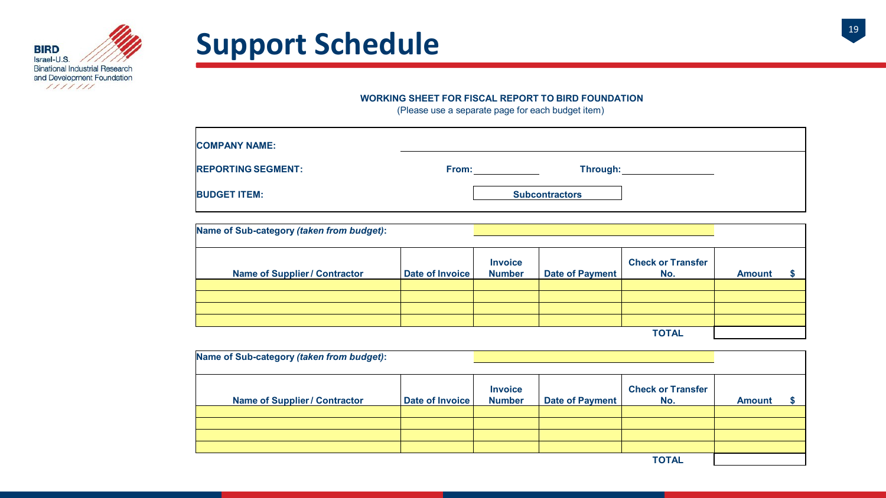# Support Schedule

**WORKING SHEET FOR FISCAL REPORT TO BIRD FOUNDATION**

(Please use a separate page for each budget item)

**COMPANY NAME:** ______________________________

**REPORTING SEGMENT:** **From:** ____________ **Through:** ____________

**BUDGET ITEM:** **Subcontractors**

**Name of Sub-category *(taken from budget)*:** ____________

| Name of Supplier / Contractor | Date of Invoice | Invoice Number | Date of Payment | Check or Transfer No. | Amount $ |
|---|---|---|---|---|---|
| | | | | | |
| | | | | | |
| | | | | | |
| | | | | | |
| | | | | **TOTAL** | |

**Name of Sub-category *(taken from budget)*:** ____________

| Name of Supplier / Contractor | Date of Invoice | Invoice Number | Date of Payment | Check or Transfer No. | Amount $ |
|---|---|---|---|---|---|
| | | | | | |
| | | | | | |
| | | | | | |
| | | | | | |
| | | | | **TOTAL** | |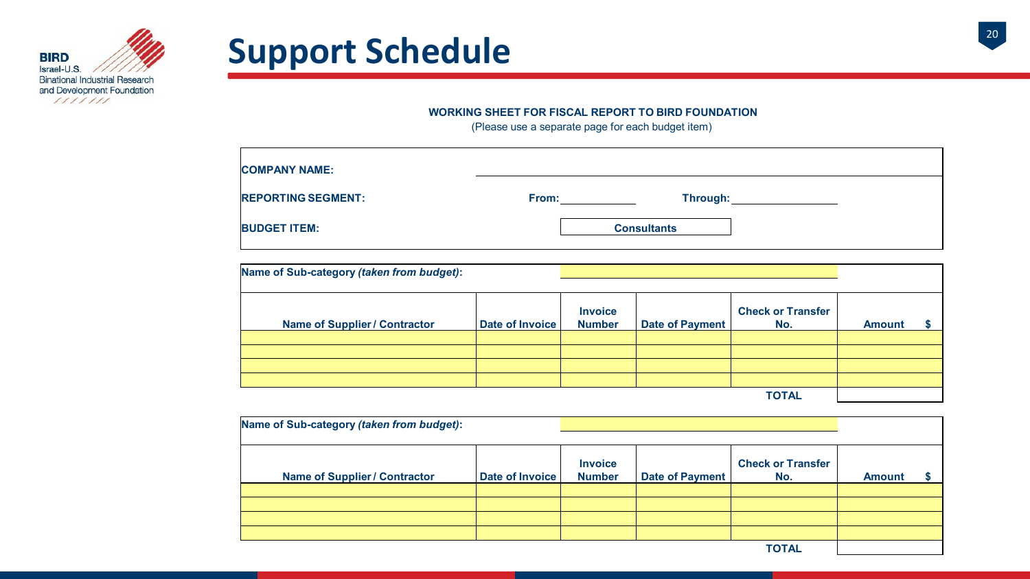# Support Schedule

**WORKING SHEET FOR FISCAL REPORT TO BIRD FOUNDATION**

(Please use a separate page for each budget item)

**COMPANY NAME:** \_\_\_\_\_\_\_\_\_\_\_\_\_\_\_\_\_\_\_\_

**REPORTING SEGMENT:** **From:** \_\_\_\_\_\_\_\_\_\_ **Through:** \_\_\_\_\_\_\_\_\_\_

**BUDGET ITEM:** **Consultants**

**Name of Sub-category *(taken from budget)*:**

| Name of Supplier / Contractor | Date of Invoice | Invoice Number | Date of Payment | Check or Transfer No. | Amount $ |
|---|---|---|---|---|---|
| | | | | | |
| | | | | | |
| | | | | | |
| | | | | | |
| | | | | **TOTAL** | |

**Name of Sub-category *(taken from budget)*:**

| Name of Supplier / Contractor | Date of Invoice | Invoice Number | Date of Payment | Check or Transfer No. | Amount $ |
|---|---|---|---|---|---|
| | | | | | |
| | | | | | |
| | | | | | |
| | | | | | |
| | | | | **TOTAL** | |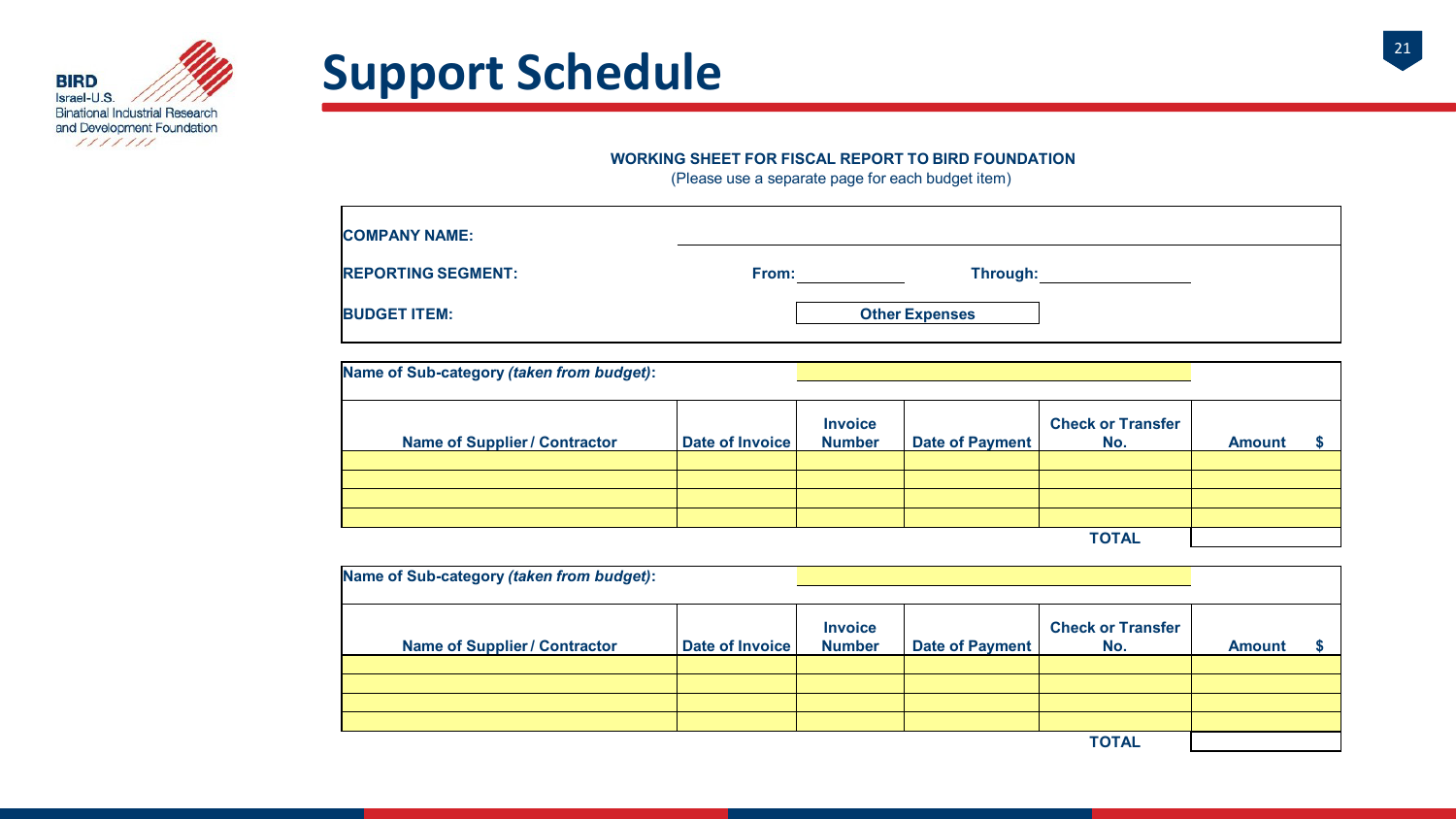# Support Schedule

**WORKING SHEET FOR FISCAL REPORT TO BIRD FOUNDATION**

(Please use a separate page for each budget item)

**COMPANY NAME:** ____________________

**REPORTING SEGMENT:** **From:** __________ **Through:** __________

**BUDGET ITEM:** **Other Expenses**

**Name of Sub-category *(taken from budget)*:** ____________________

| Name of Supplier / Contractor | Date of Invoice | Invoice Number | Date of Payment | Check or Transfer No. | Amount $ |
|---|---|---|---|---|---|
| | | | | | |
| | | | | | |
| | | | | | |
| | | | | | |
| | | | | **TOTAL** | |

**Name of Sub-category *(taken from budget)*:** ____________________

| Name of Supplier / Contractor | Date of Invoice | Invoice Number | Date of Payment | Check or Transfer No. | Amount $ |
|---|---|---|---|---|---|
| | | | | | |
| | | | | | |
| | | | | | |
| | | | | | |
| | | | | **TOTAL** | |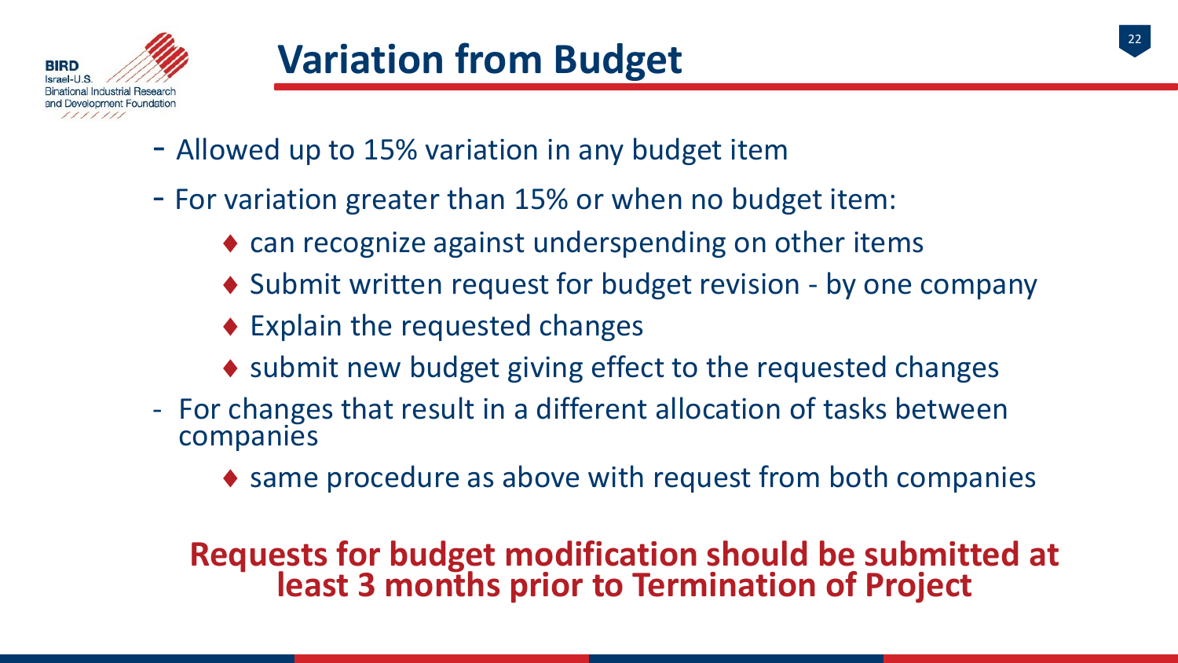# Variation from Budget

- Allowed up to 15% variation in any budget item
- For variation greater than 15% or when no budget item:
  - can recognize against underspending on other items
  - Submit written request for budget revision - by one company
  - Explain the requested changes
  - submit new budget giving effect to the requested changes
- For changes that result in a different allocation of tasks between companies
  - same procedure as above with request from both companies

**Requests for budget modification should be submitted at least 3 months prior to Termination of Project**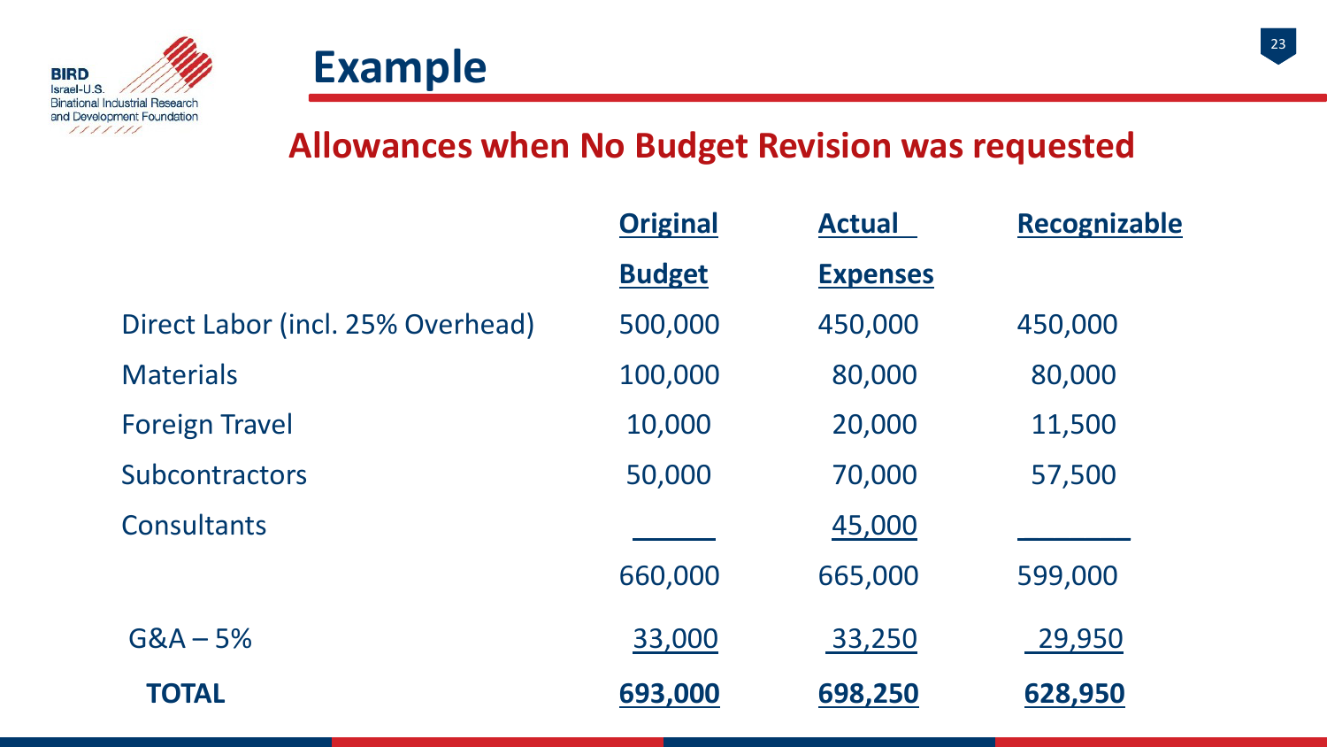# Example

## Allowances when No Budget Revision was requested

| | Original Budget | Actual Expenses | Recognizable |
|---|---|---|---|
| Direct Labor (incl. 25% Overhead) | 500,000 | 450,000 | 450,000 |
| Materials | 100,000 | 80,000 | 80,000 |
| Foreign Travel | 10,000 | 20,000 | 11,500 |
| Subcontractors | 50,000 | 70,000 | 57,500 |
| Consultants | | 45,000 | |
| | 660,000 | 665,000 | 599,000 |
| G&A – 5% | 33,000 | 33,250 | 29,950 |
| **TOTAL** | **693,000** | **698,250** | **628,950** |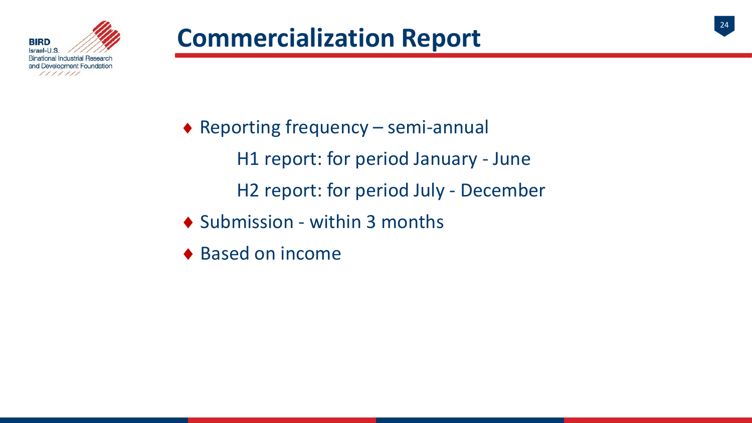# Commercialization Report

- Reporting frequency – semi-annual
  - H1 report: for period January - June
  - H2 report: for period July - December
- Submission - within 3 months
- Based on income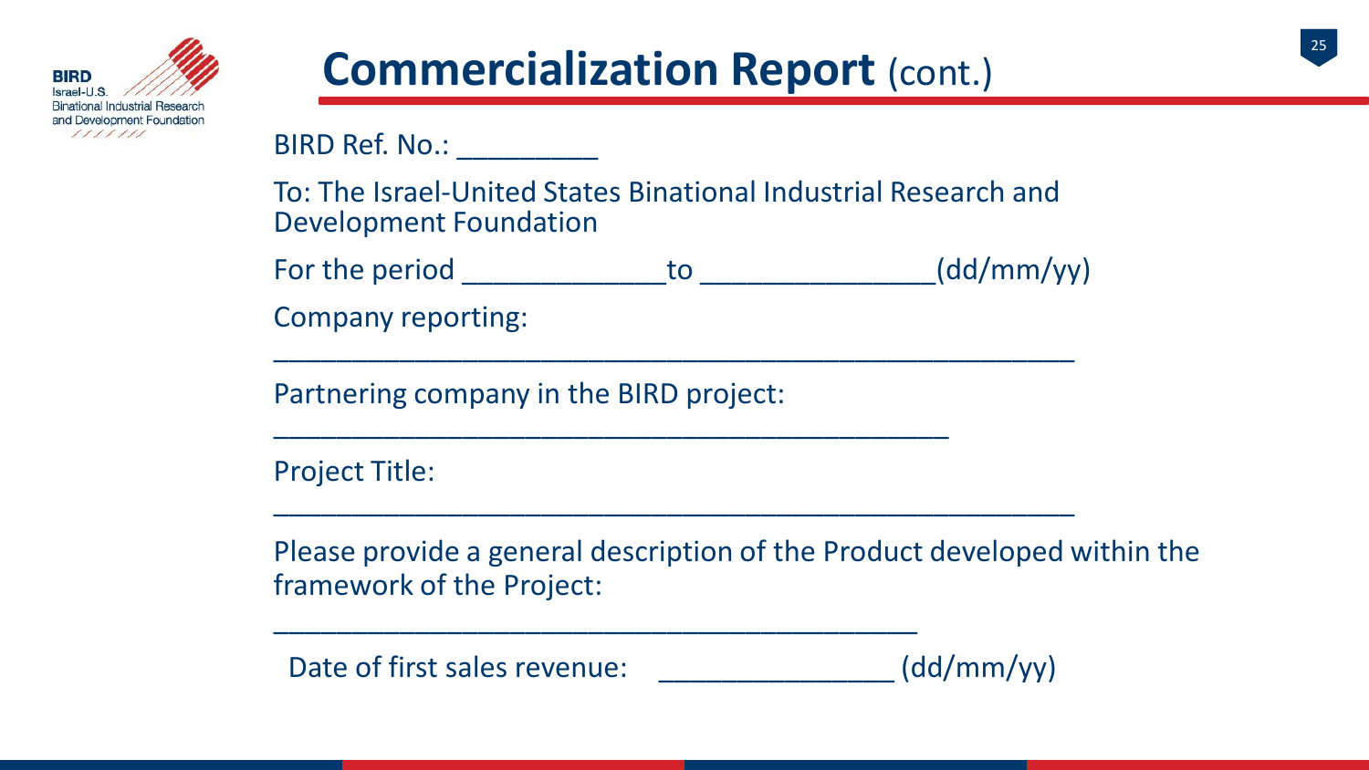# Commercialization Report (cont.)

BIRD Ref. No.: _________

To: The Israel-United States Binational Industrial Research and Development Foundation

For the period _____________to _______________(dd/mm/yy)

Company reporting:

___________________________________________________

Partnering company in the BIRD project:

_________________________________________

Project Title:

___________________________________________________

Please provide a general description of the Product developed within the framework of the Project:

________________________________________

Date of first sales revenue: _______________ (dd/mm/yy)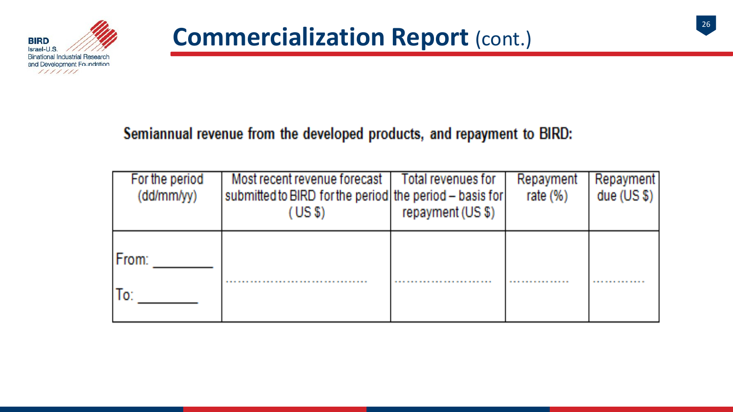# Commercialization Report (cont.)

**Semiannual revenue from the developed products, and repayment to BIRD:**

| For the period (dd/mm/yy) | Most recent revenue forecast submitted to BIRD for the period (US $) | Total revenues for the period – basis for repayment (US $) | Repayment rate (%) | Repayment due (US $) |
|---|---|---|---|---|
| From: ________ To: ________ | ................................... | ......................... | ............... | ............. |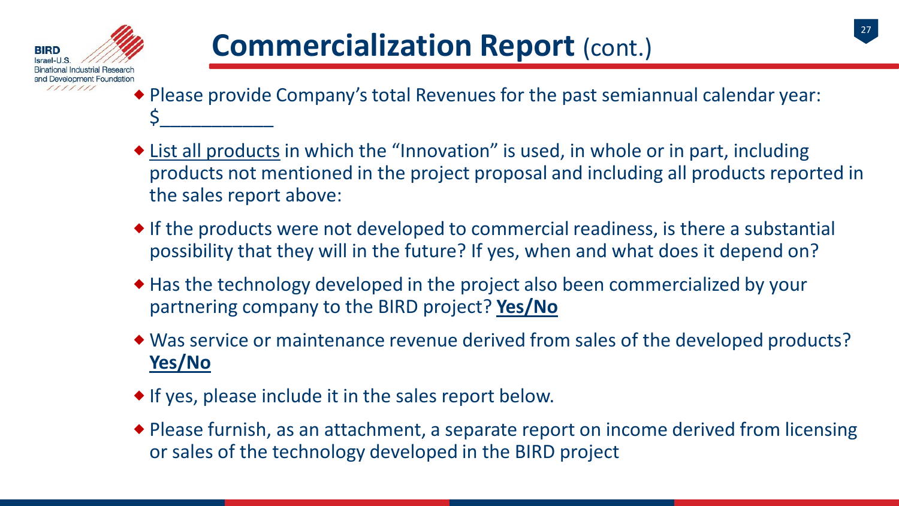# Commercialization Report (cont.)

- Please provide Company's total Revenues for the past semiannual calendar year: $___________
- <u>List all products</u> in which the "Innovation" is used, in whole or in part, including products not mentioned in the project proposal and including all products reported in the sales report above:
- If the products were not developed to commercial readiness, is there a substantial possibility that they will in the future? If yes, when and what does it depend on?
- Has the technology developed in the project also been commercialized by your partnering company to the BIRD project? **<u>Yes/No</u>**
- Was service or maintenance revenue derived from sales of the developed products? **<u>Yes/No</u>**
- If yes, please include it in the sales report below.
- Please furnish, as an attachment, a separate report on income derived from licensing or sales of the technology developed in the BIRD project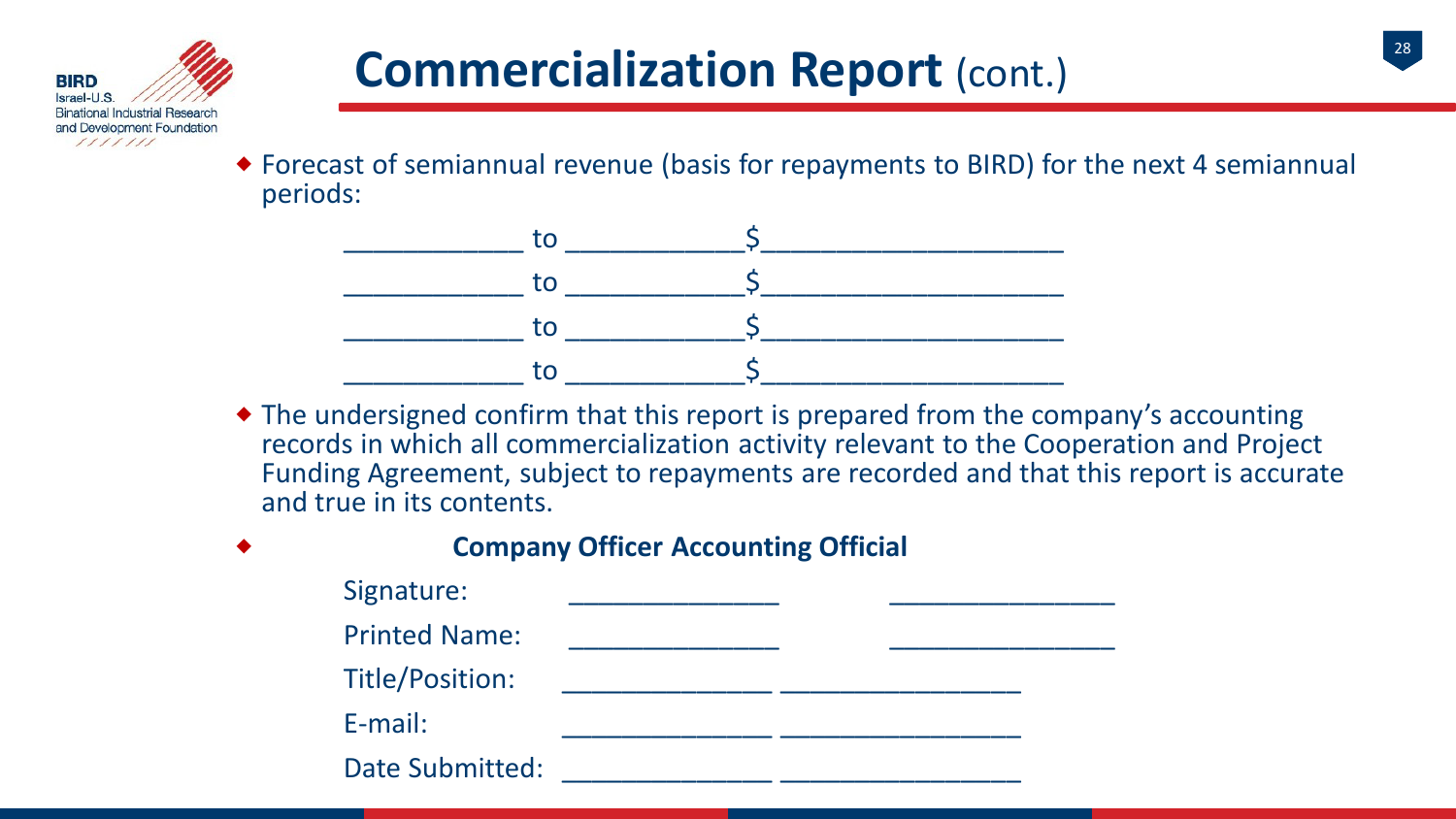# Commercialization Report (cont.)

- Forecast of semiannual revenue (basis for repayments to BIRD) for the next 4 semiannual periods:

  ____________ to ____________$____________________

  ____________ to ____________$____________________

  ____________ to ____________$____________________

  ____________ to ____________$____________________

- The undersigned confirm that this report is prepared from the company's accounting records in which all commercialization activity relevant to the Cooperation and Project Funding Agreement, subject to repayments are recorded and that this report is accurate and true in its contents.

- 

| | **Company Officer** | **Accounting Official** |
|---|---|---|
| Signature: | ______________ | _______________ |
| Printed Name: | ______________ | _______________ |
| Title/Position: | ______________ | ________________ |
| E-mail: | ______________ | ________________ |
| Date Submitted: | ______________ | ________________ |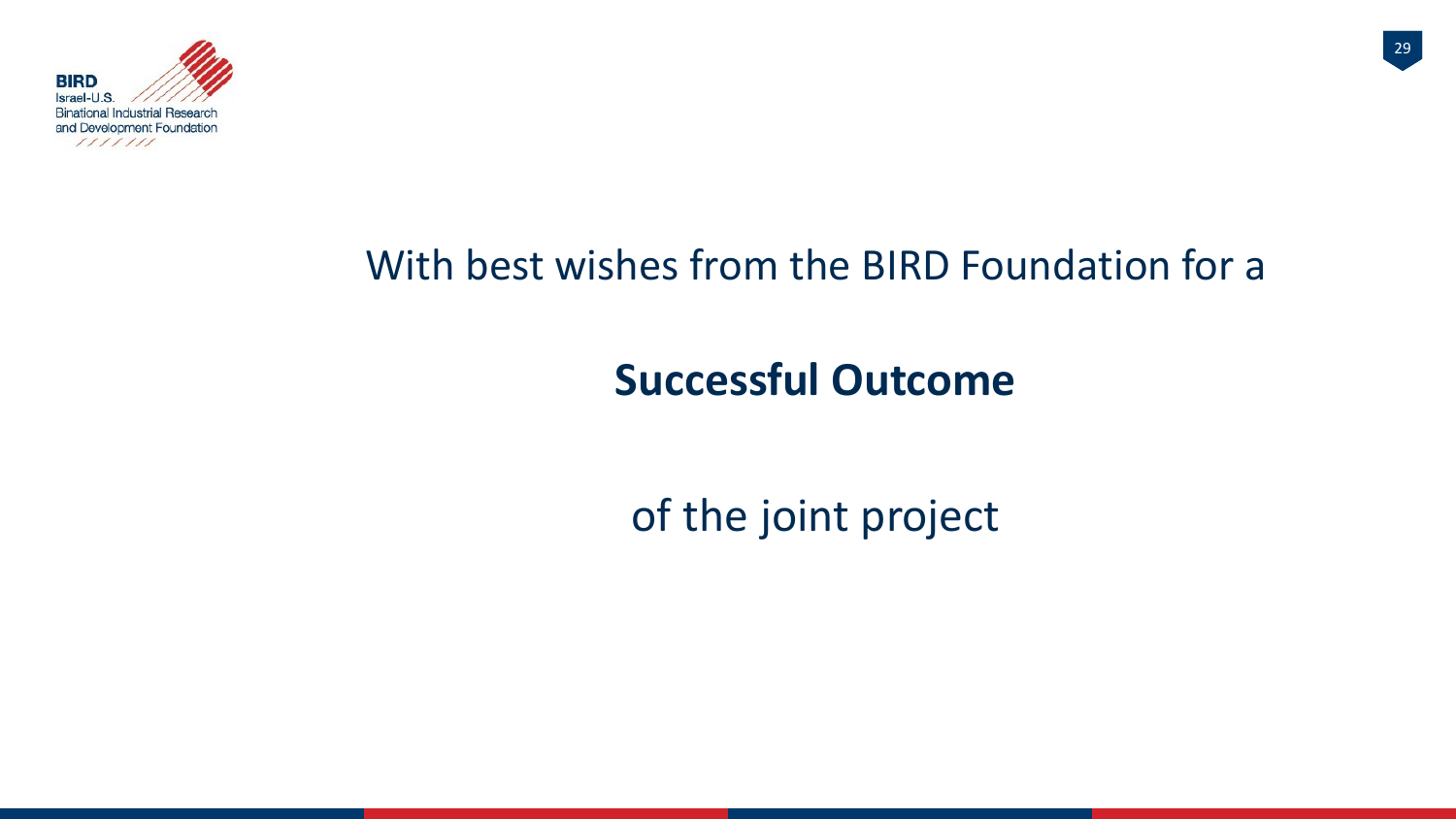With best wishes from the BIRD Foundation for a

**Successful Outcome**

of the joint project